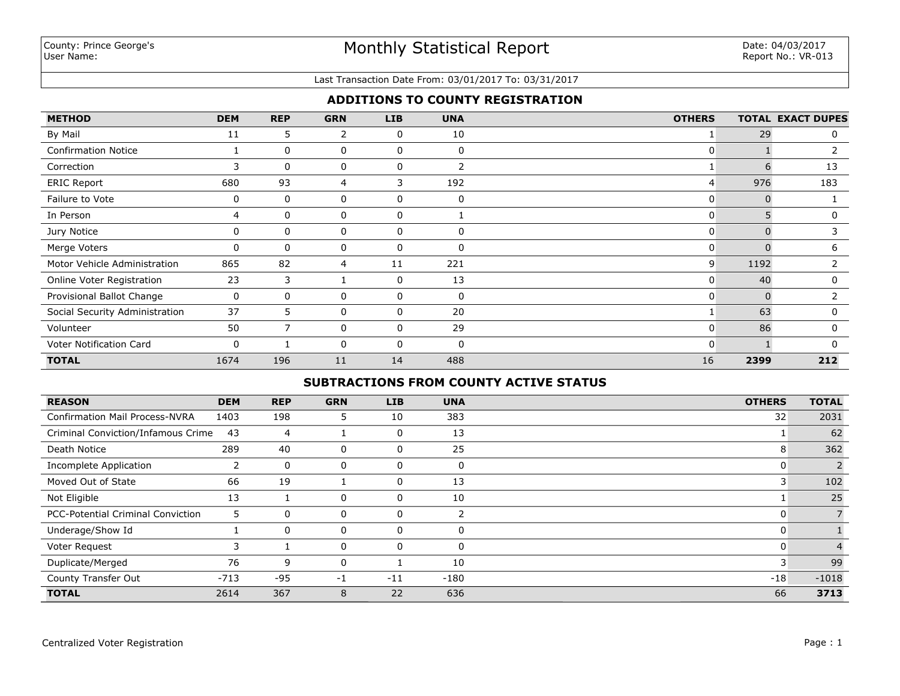County: Prince George's
User Name:

# Monthly Statistical Report

Date: 04/03/2017
Report No.: VR-013

Last Transaction Date From: 03/01/2017 To: 03/31/2017

## ADDITIONS TO COUNTY REGISTRATION

| METHOD | DEM | REP | GRN | LIB | UNA | OTHERS | TOTAL | EXACT DUPES |
|---|---|---|---|---|---|---|---|---|
| By Mail | 11 | 5 | 2 | 0 | 10 | 1 | 29 | 0 |
| Confirmation Notice | 1 | 0 | 0 | 0 | 0 | 0 | 1 | 2 |
| Correction | 3 | 0 | 0 | 0 | 2 | 1 | 6 | 13 |
| ERIC Report | 680 | 93 | 4 | 3 | 192 | 4 | 976 | 183 |
| Failure to Vote | 0 | 0 | 0 | 0 | 0 | 0 | 0 | 1 |
| In Person | 4 | 0 | 0 | 0 | 1 | 0 | 5 | 0 |
| Jury Notice | 0 | 0 | 0 | 0 | 0 | 0 | 0 | 3 |
| Merge Voters | 0 | 0 | 0 | 0 | 0 | 0 | 0 | 6 |
| Motor Vehicle Administration | 865 | 82 | 4 | 11 | 221 | 9 | 1192 | 2 |
| Online Voter Registration | 23 | 3 | 1 | 0 | 13 | 0 | 40 | 0 |
| Provisional Ballot Change | 0 | 0 | 0 | 0 | 0 | 0 | 0 | 2 |
| Social Security Administration | 37 | 5 | 0 | 0 | 20 | 1 | 63 | 0 |
| Volunteer | 50 | 7 | 0 | 0 | 29 | 0 | 86 | 0 |
| Voter Notification Card | 0 | 1 | 0 | 0 | 0 | 0 | 1 | 0 |
| **TOTAL** | 1674 | 196 | 11 | 14 | 488 | 16 | **2399** | **212** |

## SUBTRACTIONS FROM COUNTY ACTIVE STATUS

| REASON | DEM | REP | GRN | LIB | UNA | OTHERS | TOTAL |
|---|---|---|---|---|---|---|---|
| Confirmation Mail Process-NVRA | 1403 | 198 | 5 | 10 | 383 | 32 | 2031 |
| Criminal Conviction/Infamous Crime | 43 | 4 | 1 | 0 | 13 | 1 | 62 |
| Death Notice | 289 | 40 | 0 | 0 | 25 | 8 | 362 |
| Incomplete Application | 2 | 0 | 0 | 0 | 0 | 0 | 2 |
| Moved Out of State | 66 | 19 | 1 | 0 | 13 | 3 | 102 |
| Not Eligible | 13 | 1 | 0 | 0 | 10 | 1 | 25 |
| PCC-Potential Criminal Conviction | 5 | 0 | 0 | 0 | 2 | 0 | 7 |
| Underage/Show Id | 1 | 0 | 0 | 0 | 0 | 0 | 1 |
| Voter Request | 3 | 1 | 0 | 0 | 0 | 0 | 4 |
| Duplicate/Merged | 76 | 9 | 0 | 1 | 10 | 3 | 99 |
| County Transfer Out | -713 | -95 | -1 | -11 | -180 | -18 | -1018 |
| **TOTAL** | 2614 | 367 | 8 | 22 | 636 | 66 | **3713** |

Centralized Voter Registration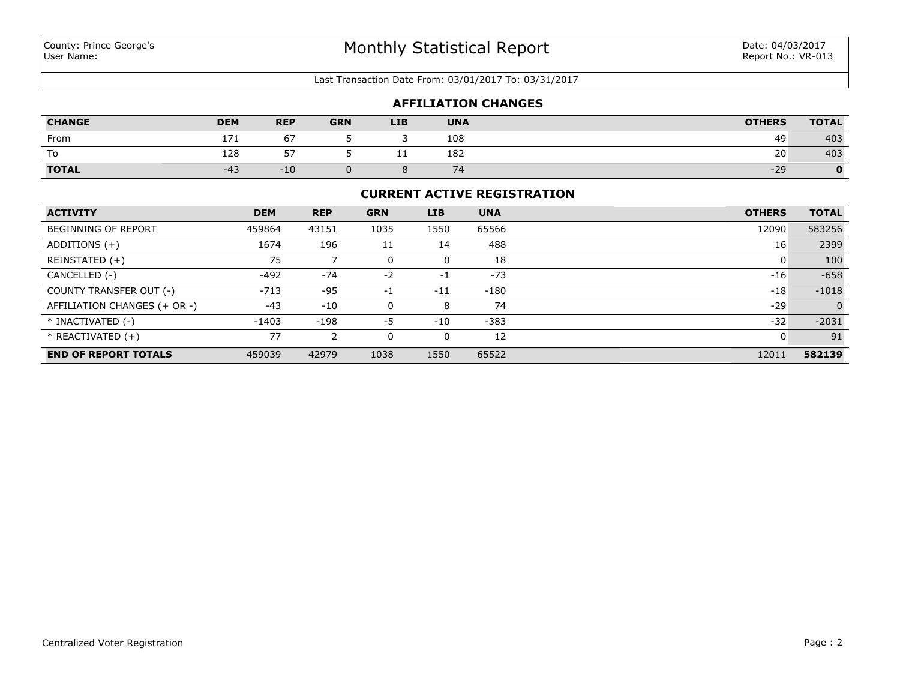County: Prince George's
User Name:

# Monthly Statistical Report

Date: 04/03/2017
Report No.: VR-013

Last Transaction Date From: 03/01/2017 To: 03/31/2017

## AFFILIATION CHANGES

| CHANGE | DEM | REP | GRN | LIB | UNA | OTHERS | TOTAL |
|---|---|---|---|---|---|---|---|
| From | 171 | 67 | 5 | 3 | 108 | 49 | 403 |
| To | 128 | 57 | 5 | 11 | 182 | 20 | 403 |
| **TOTAL** | -43 | -10 | 0 | 8 | 74 | -29 | **0** |

## CURRENT ACTIVE REGISTRATION

| ACTIVITY | DEM | REP | GRN | LIB | UNA | OTHERS | TOTAL |
|---|---|---|---|---|---|---|---|
| BEGINNING OF REPORT | 459864 | 43151 | 1035 | 1550 | 65566 | 12090 | 583256 |
| ADDITIONS (+) | 1674 | 196 | 11 | 14 | 488 | 16 | 2399 |
| REINSTATED (+) | 75 | 7 | 0 | 0 | 18 | 0 | 100 |
| CANCELLED (-) | -492 | -74 | -2 | -1 | -73 | -16 | -658 |
| COUNTY TRANSFER OUT (-) | -713 | -95 | -1 | -11 | -180 | -18 | -1018 |
| AFFILIATION CHANGES (+ OR -) | -43 | -10 | 0 | 8 | 74 | -29 | 0 |
| * INACTIVATED (-) | -1403 | -198 | -5 | -10 | -383 | -32 | -2031 |
| * REACTIVATED (+) | 77 | 2 | 0 | 0 | 12 | 0 | 91 |
| **END OF REPORT TOTALS** | 459039 | 42979 | 1038 | 1550 | 65522 | 12011 | **582139** |

Centralized Voter Registration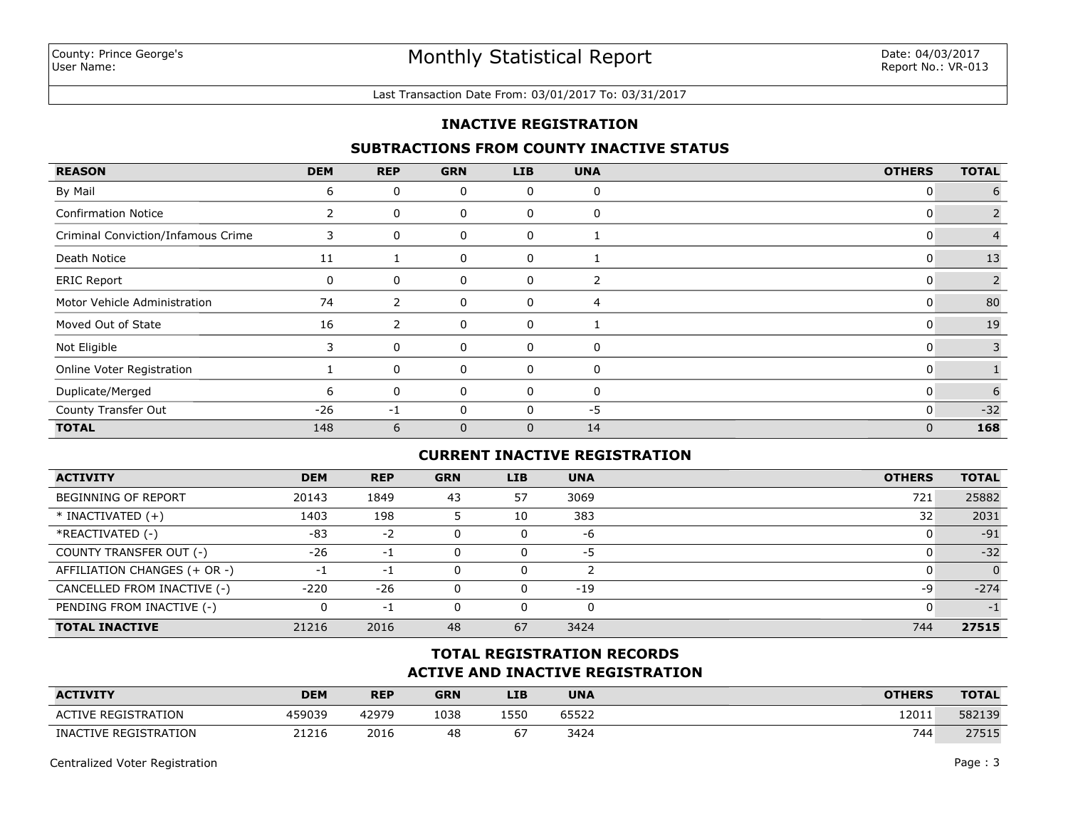County: Prince George's
User Name:

# Monthly Statistical Report

Date: 04/03/2017
Report No.: VR-013

Last Transaction Date From: 03/01/2017 To: 03/31/2017

## INACTIVE REGISTRATION

### SUBTRACTIONS FROM COUNTY INACTIVE STATUS

| REASON | DEM | REP | GRN | LIB | UNA | OTHERS | TOTAL |
|---|---|---|---|---|---|---|---|
| By Mail | 6 | 0 | 0 | 0 | 0 | 0 | 6 |
| Confirmation Notice | 2 | 0 | 0 | 0 | 0 | 0 | 2 |
| Criminal Conviction/Infamous Crime | 3 | 0 | 0 | 0 | 1 | 0 | 4 |
| Death Notice | 11 | 1 | 0 | 0 | 1 | 0 | 13 |
| ERIC Report | 0 | 0 | 0 | 0 | 2 | 0 | 2 |
| Motor Vehicle Administration | 74 | 2 | 0 | 0 | 4 | 0 | 80 |
| Moved Out of State | 16 | 2 | 0 | 0 | 1 | 0 | 19 |
| Not Eligible | 3 | 0 | 0 | 0 | 0 | 0 | 3 |
| Online Voter Registration | 1 | 0 | 0 | 0 | 0 | 0 | 1 |
| Duplicate/Merged | 6 | 0 | 0 | 0 | 0 | 0 | 6 |
| County Transfer Out | -26 | -1 | 0 | 0 | -5 | 0 | -32 |
| **TOTAL** | 148 | 6 | 0 | 0 | 14 | 0 | **168** |

### CURRENT INACTIVE REGISTRATION

| ACTIVITY | DEM | REP | GRN | LIB | UNA | OTHERS | TOTAL |
|---|---|---|---|---|---|---|---|
| BEGINNING OF REPORT | 20143 | 1849 | 43 | 57 | 3069 | 721 | 25882 |
| * INACTIVATED (+) | 1403 | 198 | 5 | 10 | 383 | 32 | 2031 |
| *REACTIVATED (-) | -83 | -2 | 0 | 0 | -6 | 0 | -91 |
| COUNTY TRANSFER OUT (-) | -26 | -1 | 0 | 0 | -5 | 0 | -32 |
| AFFILIATION CHANGES (+ OR -) | -1 | -1 | 0 | 0 | 2 | 0 | 0 |
| CANCELLED FROM INACTIVE (-) | -220 | -26 | 0 | 0 | -19 | -9 | -274 |
| PENDING FROM INACTIVE (-) | 0 | -1 | 0 | 0 | 0 | 0 | -1 |
| **TOTAL INACTIVE** | 21216 | 2016 | 48 | 67 | 3424 | 744 | **27515** |

### TOTAL REGISTRATION RECORDS
### ACTIVE AND INACTIVE REGISTRATION

| ACTIVITY | DEM | REP | GRN | LIB | UNA | OTHERS | TOTAL |
|---|---|---|---|---|---|---|---|
| ACTIVE REGISTRATION | 459039 | 42979 | 1038 | 1550 | 65522 | 12011 | 582139 |
| INACTIVE REGISTRATION | 21216 | 2016 | 48 | 67 | 3424 | 744 | 27515 |

Centralized Voter Registration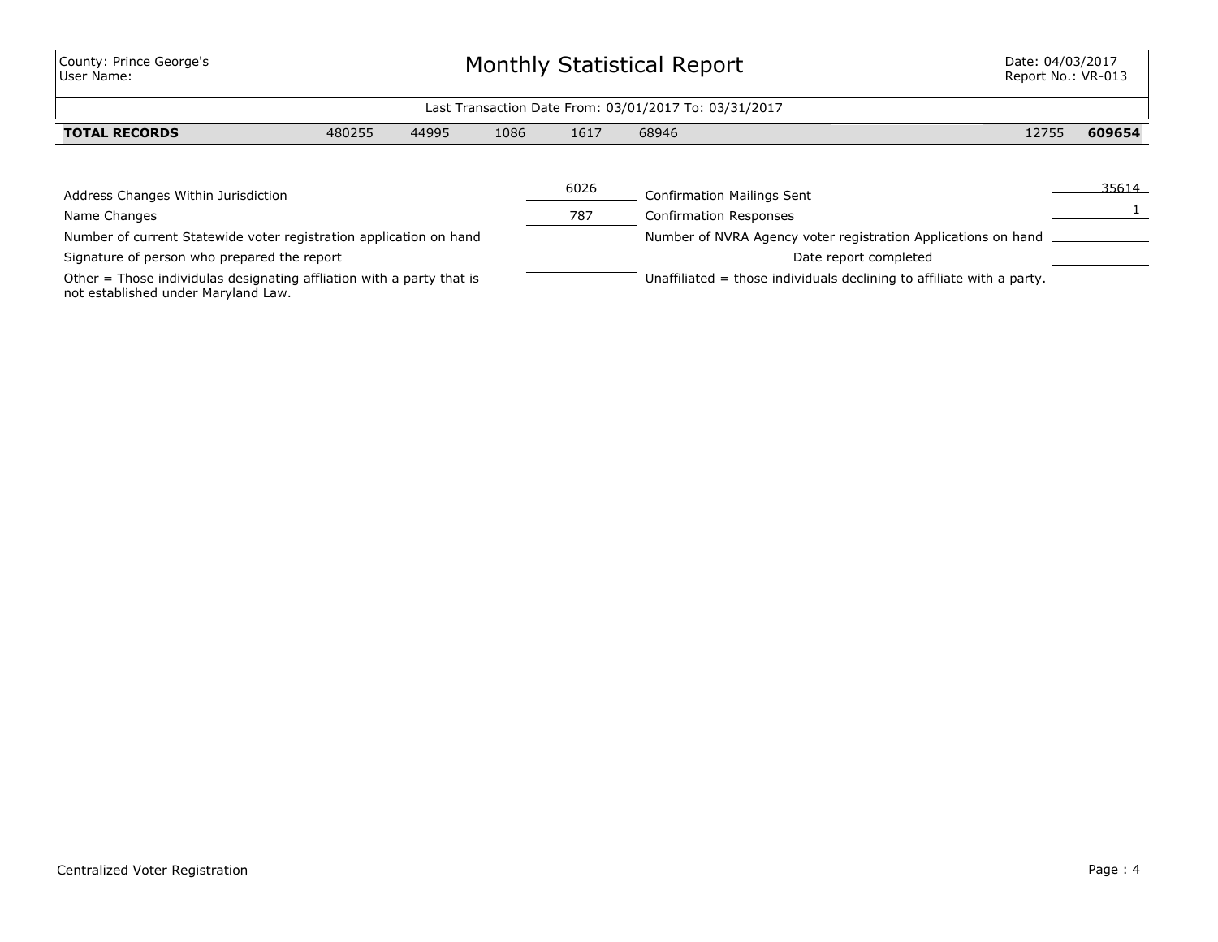County: Prince George's
User Name:

# Monthly Statistical Report

Date: 04/03/2017
Report No.: VR-013

Last Transaction Date From: 03/01/2017 To: 03/31/2017

| | | | | | | | |
|---|---|---|---|---|---|---|---|
| **TOTAL RECORDS** | 480255 | 44995 | 1086 | 1617 | 68946 | 12755 | **609654** |

| | | | |
|---|---|---|---|
| Address Changes Within Jurisdiction | 6026 | Confirmation Mailings Sent | 35614 |
| Name Changes | 787 | Confirmation Responses | 1 |
| Number of current Statewide voter registration application on hand | | Number of NVRA Agency voter registration Applications on hand | |
| Signature of person who prepared the report | | Date report completed | |
| Other = Those individulas designating affliation with a party that is not established under Maryland Law. | | Unaffiliated = those individuals declining to affiliate with a party. | |

Centralized Voter Registration